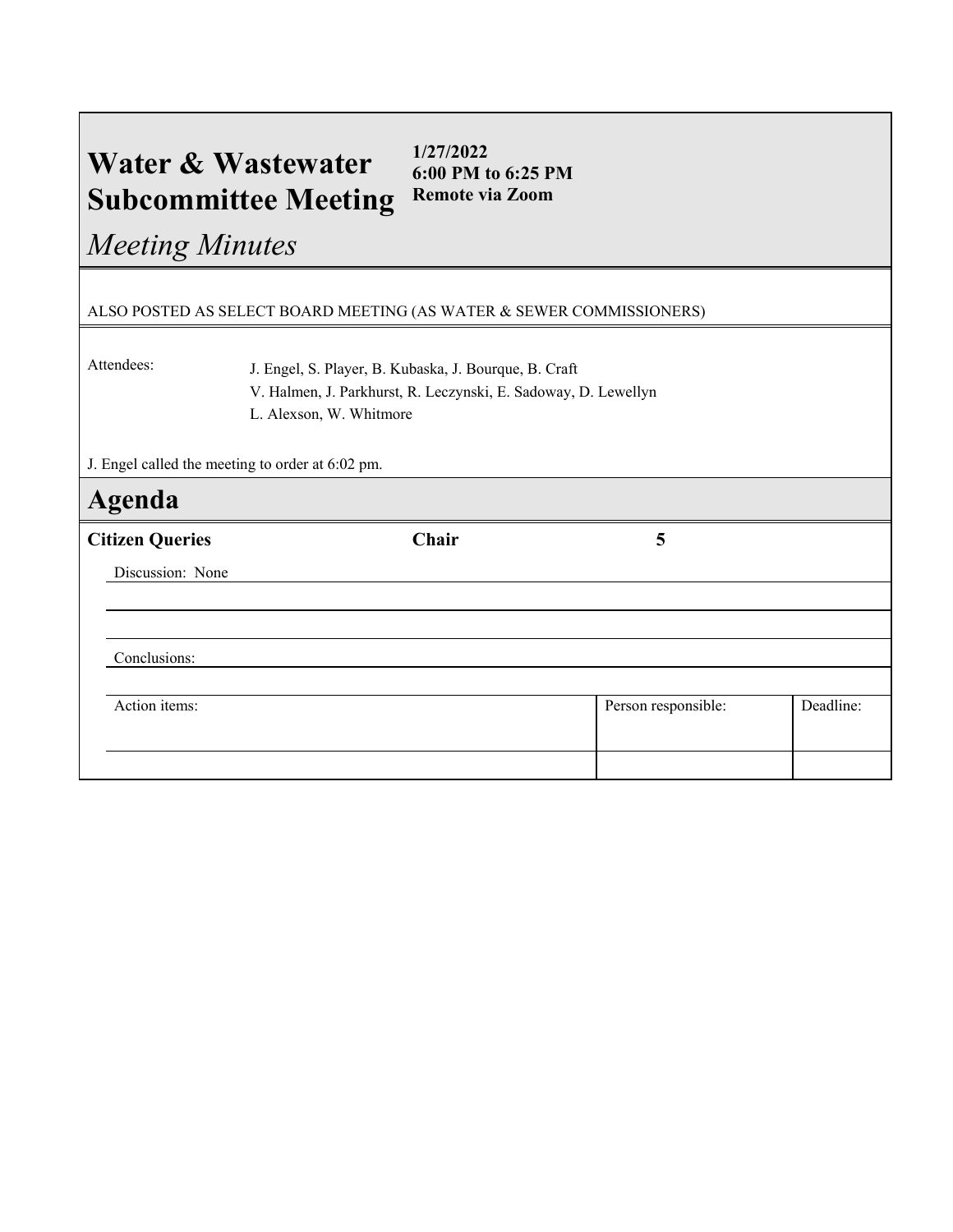# Water & Wastewater Subcommittee Meeting

**1/27/2022**
**6:00 PM to 6:25 PM**
**Remote via Zoom**

*Meeting Minutes*

ALSO POSTED AS SELECT BOARD MEETING (AS WATER & SEWER COMMISSIONERS)

Attendees: J. Engel, S. Player, B. Kubaska, J. Bourque, B. Craft
V. Halmen, J. Parkhurst, R. Leczynski, E. Sadoway, D. Lewellyn
L. Alexson, W. Whitmore

J. Engel called the meeting to order at 6:02 pm.

## Agenda

| **Citizen Queries** | **Chair** | **5** |
|---|---|---|

Discussion: None

Conclusions:

| Action items: | Person responsible: | Deadline: |
|---|---|---|
| | | |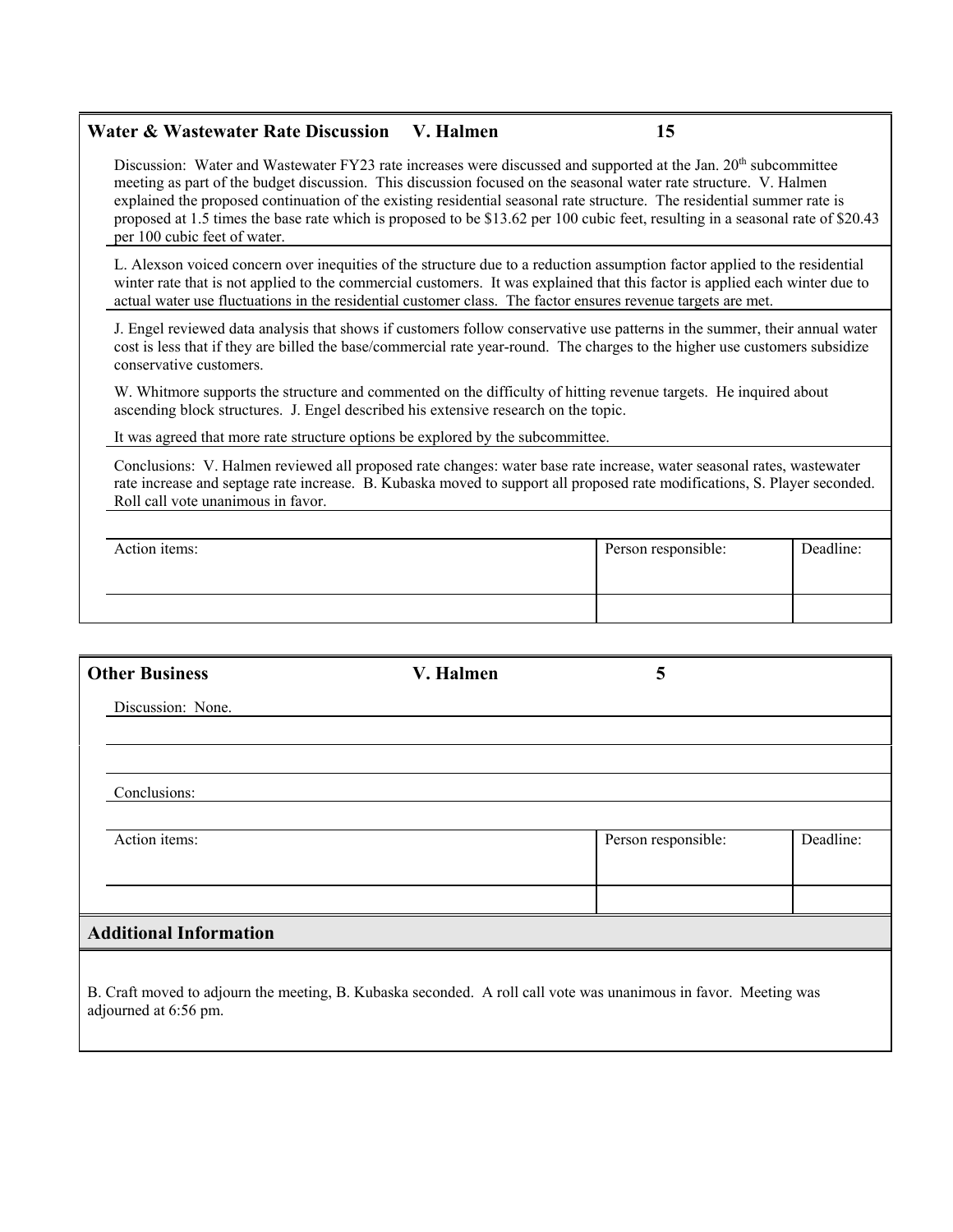| Water & Wastewater Rate Discussion | V. Halmen | 15 |
|---|---|---|

Discussion: Water and Wastewater FY23 rate increases were discussed and supported at the Jan. 20th subcommittee meeting as part of the budget discussion. This discussion focused on the seasonal water rate structure. V. Halmen explained the proposed continuation of the existing residential seasonal rate structure. The residential summer rate is proposed at 1.5 times the base rate which is proposed to be $13.62 per 100 cubic feet, resulting in a seasonal rate of $20.43 per 100 cubic feet of water.

L. Alexson voiced concern over inequities of the structure due to a reduction assumption factor applied to the residential winter rate that is not applied to the commercial customers. It was explained that this factor is applied each winter due to actual water use fluctuations in the residential customer class. The factor ensures revenue targets are met.

J. Engel reviewed data analysis that shows if customers follow conservative use patterns in the summer, their annual water cost is less that if they are billed the base/commercial rate year-round. The charges to the higher use customers subsidize conservative customers.

W. Whitmore supports the structure and commented on the difficulty of hitting revenue targets. He inquired about ascending block structures. J. Engel described his extensive research on the topic.

It was agreed that more rate structure options be explored by the subcommittee.

Conclusions: V. Halmen reviewed all proposed rate changes: water base rate increase, water seasonal rates, wastewater rate increase and septage rate increase. B. Kubaska moved to support all proposed rate modifications, S. Player seconded. Roll call vote unanimous in favor.

| Action items: | Person responsible: | Deadline: |
|---|---|---|
| | | |

| Other Business | V. Halmen | 5 |
|---|---|---|

Discussion: None.

Conclusions:

| Action items: | Person responsible: | Deadline: |
|---|---|---|
| | | |

## Additional Information

B. Craft moved to adjourn the meeting, B. Kubaska seconded. A roll call vote was unanimous in favor. Meeting was adjourned at 6:56 pm.